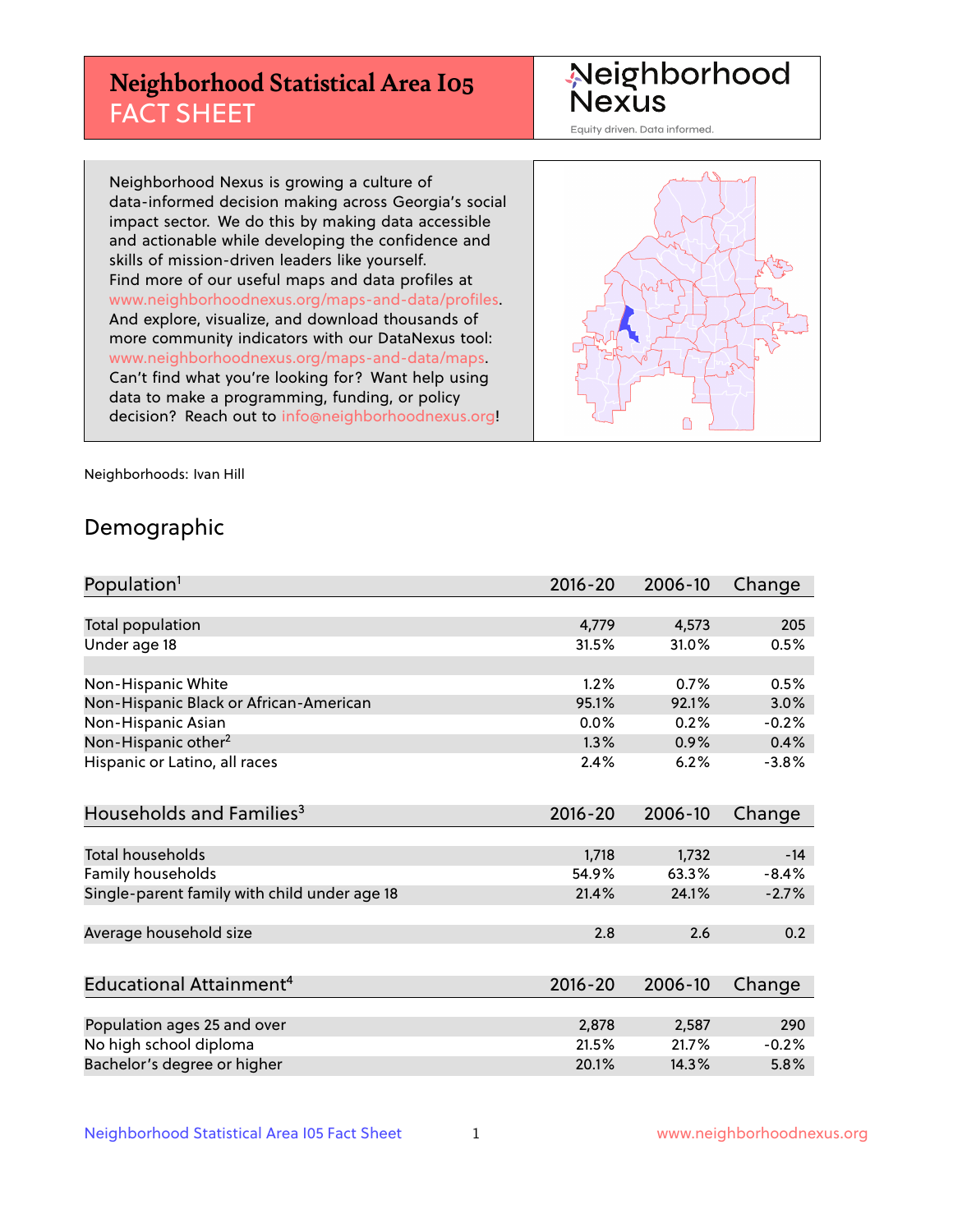# Neighborhood Statistical Area I05 FACT SHEET

Neighborhood Nexus

Equity driven. Data informed.

Neighborhood Nexus is growing a culture of data-informed decision making across Georgia's social impact sector. We do this by making data accessible and actionable while developing the confidence and skills of mission-driven leaders like yourself. Find more of our useful maps and data profiles at www.neighborhoodnexus.org/maps-and-data/profiles. And explore, visualize, and download thousands of more community indicators with our DataNexus tool: www.neighborhoodnexus.org/maps-and-data/maps. Can't find what you're looking for? Want help using data to make a programming, funding, or policy decision? Reach out to info@neighborhoodnexus.org!

Neighborhoods: Ivan Hill

## Demographic

| Population[1] | 2016-20 | 2006-10 | Change |
|---|---|---|---|
| Total population | 4,779 | 4,573 | 205 |
| Under age 18 | 31.5% | 31.0% | 0.5% |
| | | | |
| Non-Hispanic White | 1.2% | 0.7% | 0.5% |
| Non-Hispanic Black or African-American | 95.1% | 92.1% | 3.0% |
| Non-Hispanic Asian | 0.0% | 0.2% | -0.2% |
| Non-Hispanic other[2] | 1.3% | 0.9% | 0.4% |
| Hispanic or Latino, all races | 2.4% | 6.2% | -3.8% |

| Households and Families[3] | 2016-20 | 2006-10 | Change |
|---|---|---|---|
| Total households | 1,718 | 1,732 | -14 |
| Family households | 54.9% | 63.3% | -8.4% |
| Single-parent family with child under age 18 | 21.4% | 24.1% | -2.7% |
| | | | |
| Average household size | 2.8 | 2.6 | 0.2 |

| Educational Attainment[4] | 2016-20 | 2006-10 | Change |
|---|---|---|---|
| Population ages 25 and over | 2,878 | 2,587 | 290 |
| No high school diploma | 21.5% | 21.7% | -0.2% |
| Bachelor's degree or higher | 20.1% | 14.3% | 5.8% |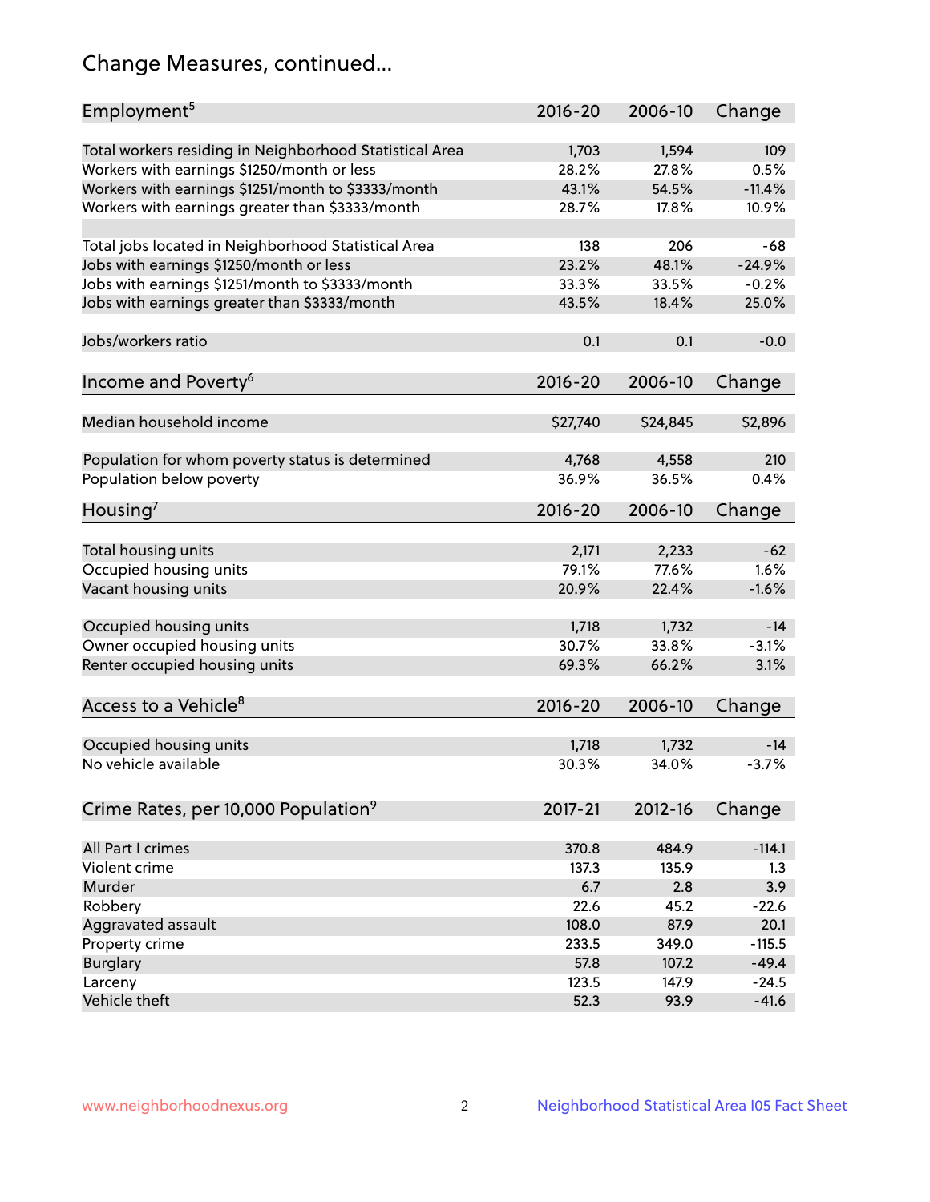# Change Measures, continued...

| Employment[5] | 2016-20 | 2006-10 | Change |
|---|---|---|---|
| Total workers residing in Neighborhood Statistical Area | 1,703 | 1,594 | 109 |
| Workers with earnings $1250/month or less | 28.2% | 27.8% | 0.5% |
| Workers with earnings $1251/month to $3333/month | 43.1% | 54.5% | -11.4% |
| Workers with earnings greater than $3333/month | 28.7% | 17.8% | 10.9% |
| | | | |
| Total jobs located in Neighborhood Statistical Area | 138 | 206 | -68 |
| Jobs with earnings $1250/month or less | 23.2% | 48.1% | -24.9% |
| Jobs with earnings $1251/month to $3333/month | 33.3% | 33.5% | -0.2% |
| Jobs with earnings greater than $3333/month | 43.5% | 18.4% | 25.0% |
| | | | |
| Jobs/workers ratio | 0.1 | 0.1 | -0.0 |

| Income and Poverty[6] | 2016-20 | 2006-10 | Change |
|---|---|---|---|
| Median household income | $27,740 | $24,845 | $2,896 |
| | | | |
| Population for whom poverty status is determined | 4,768 | 4,558 | 210 |
| Population below poverty | 36.9% | 36.5% | 0.4% |

| Housing[7] | 2016-20 | 2006-10 | Change |
|---|---|---|---|
| Total housing units | 2,171 | 2,233 | -62 |
| Occupied housing units | 79.1% | 77.6% | 1.6% |
| Vacant housing units | 20.9% | 22.4% | -1.6% |
| | | | |
| Occupied housing units | 1,718 | 1,732 | -14 |
| Owner occupied housing units | 30.7% | 33.8% | -3.1% |
| Renter occupied housing units | 69.3% | 66.2% | 3.1% |

| Access to a Vehicle[8] | 2016-20 | 2006-10 | Change |
|---|---|---|---|
| Occupied housing units | 1,718 | 1,732 | -14 |
| No vehicle available | 30.3% | 34.0% | -3.7% |

| Crime Rates, per 10,000 Population[9] | 2017-21 | 2012-16 | Change |
|---|---|---|---|
| All Part I crimes | 370.8 | 484.9 | -114.1 |
| Violent crime | 137.3 | 135.9 | 1.3 |
| Murder | 6.7 | 2.8 | 3.9 |
| Robbery | 22.6 | 45.2 | -22.6 |
| Aggravated assault | 108.0 | 87.9 | 20.1 |
| Property crime | 233.5 | 349.0 | -115.5 |
| Burglary | 57.8 | 107.2 | -49.4 |
| Larceny | 123.5 | 147.9 | -24.5 |
| Vehicle theft | 52.3 | 93.9 | -41.6 |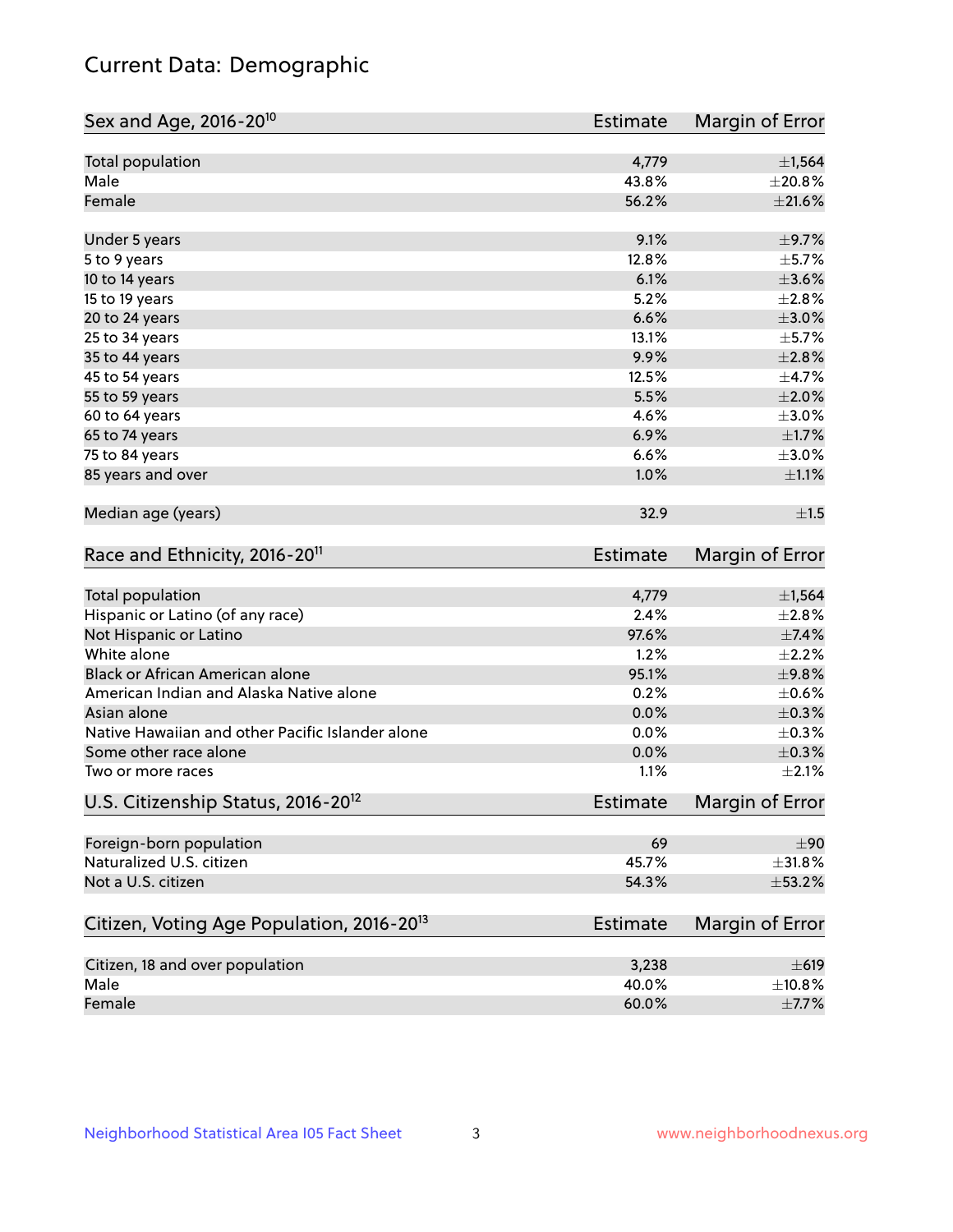# Current Data: Demographic

| Sex and Age, 2016-20[10] | Estimate | Margin of Error |
|---|---|---|
| Total population | 4,779 | ±1,564 |
| Male | 43.8% | ±20.8% |
| Female | 56.2% | ±21.6% |
| Under 5 years | 9.1% | ±9.7% |
| 5 to 9 years | 12.8% | ±5.7% |
| 10 to 14 years | 6.1% | ±3.6% |
| 15 to 19 years | 5.2% | ±2.8% |
| 20 to 24 years | 6.6% | ±3.0% |
| 25 to 34 years | 13.1% | ±5.7% |
| 35 to 44 years | 9.9% | ±2.8% |
| 45 to 54 years | 12.5% | ±4.7% |
| 55 to 59 years | 5.5% | ±2.0% |
| 60 to 64 years | 4.6% | ±3.0% |
| 65 to 74 years | 6.9% | ±1.7% |
| 75 to 84 years | 6.6% | ±3.0% |
| 85 years and over | 1.0% | ±1.1% |
| Median age (years) | 32.9 | ±1.5 |

| Race and Ethnicity, 2016-20[11] | Estimate | Margin of Error |
|---|---|---|
| Total population | 4,779 | ±1,564 |
| Hispanic or Latino (of any race) | 2.4% | ±2.8% |
| Not Hispanic or Latino | 97.6% | ±7.4% |
| White alone | 1.2% | ±2.2% |
| Black or African American alone | 95.1% | ±9.8% |
| American Indian and Alaska Native alone | 0.2% | ±0.6% |
| Asian alone | 0.0% | ±0.3% |
| Native Hawaiian and other Pacific Islander alone | 0.0% | ±0.3% |
| Some other race alone | 0.0% | ±0.3% |
| Two or more races | 1.1% | ±2.1% |

| U.S. Citizenship Status, 2016-20[12] | Estimate | Margin of Error |
|---|---|---|
| Foreign-born population | 69 | ±90 |
| Naturalized U.S. citizen | 45.7% | ±31.8% |
| Not a U.S. citizen | 54.3% | ±53.2% |

| Citizen, Voting Age Population, 2016-20[13] | Estimate | Margin of Error |
|---|---|---|
| Citizen, 18 and over population | 3,238 | ±619 |
| Male | 40.0% | ±10.8% |
| Female | 60.0% | ±7.7% |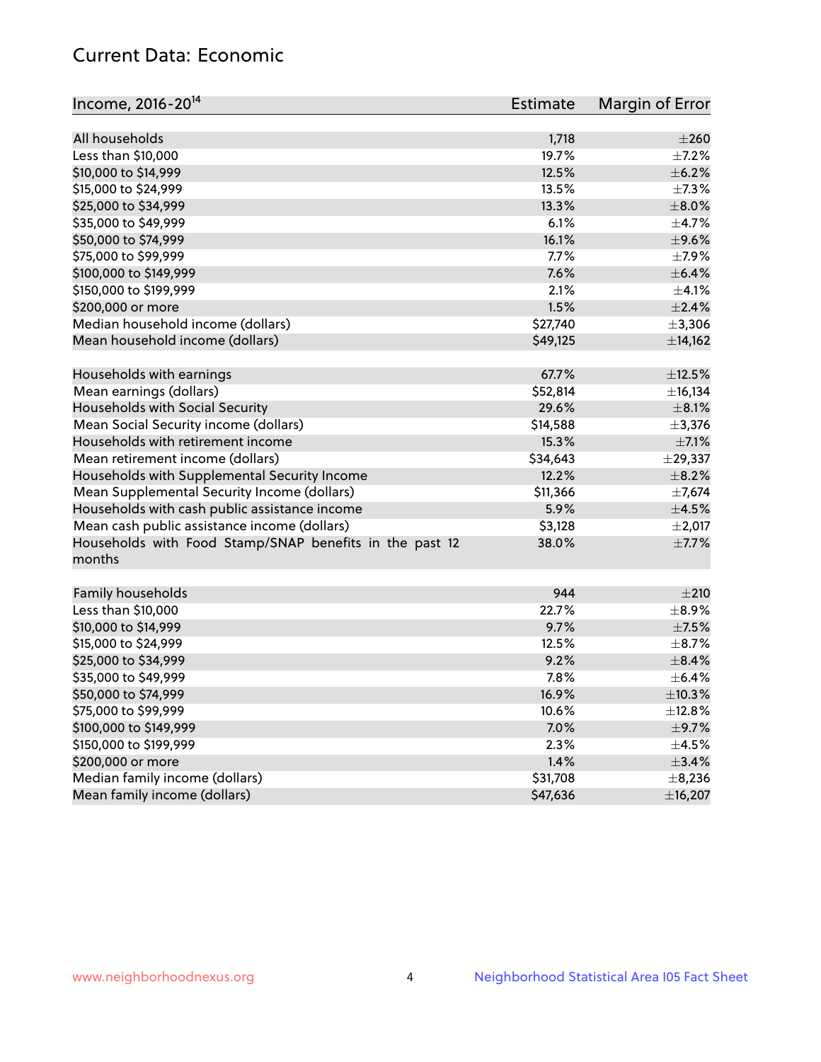## Current Data: Economic

| Income, 2016-20[14] | Estimate | Margin of Error |
|---|---|---|
| All households | 1,718 | ±260 |
| Less than $10,000 | 19.7% | ±7.2% |
| $10,000 to $14,999 | 12.5% | ±6.2% |
| $15,000 to $24,999 | 13.5% | ±7.3% |
| $25,000 to $34,999 | 13.3% | ±8.0% |
| $35,000 to $49,999 | 6.1% | ±4.7% |
| $50,000 to $74,999 | 16.1% | ±9.6% |
| $75,000 to $99,999 | 7.7% | ±7.9% |
| $100,000 to $149,999 | 7.6% | ±6.4% |
| $150,000 to $199,999 | 2.1% | ±4.1% |
| $200,000 or more | 1.5% | ±2.4% |
| Median household income (dollars) | $27,740 | ±3,306 |
| Mean household income (dollars) | $49,125 | ±14,162 |
| | | |
| Households with earnings | 67.7% | ±12.5% |
| Mean earnings (dollars) | $52,814 | ±16,134 |
| Households with Social Security | 29.6% | ±8.1% |
| Mean Social Security income (dollars) | $14,588 | ±3,376 |
| Households with retirement income | 15.3% | ±7.1% |
| Mean retirement income (dollars) | $34,643 | ±29,337 |
| Households with Supplemental Security Income | 12.2% | ±8.2% |
| Mean Supplemental Security Income (dollars) | $11,366 | ±7,674 |
| Households with cash public assistance income | 5.9% | ±4.5% |
| Mean cash public assistance income (dollars) | $3,128 | ±2,017 |
| Households with Food Stamp/SNAP benefits in the past 12 months | 38.0% | ±7.7% |
| | | |
| Family households | 944 | ±210 |
| Less than $10,000 | 22.7% | ±8.9% |
| $10,000 to $14,999 | 9.7% | ±7.5% |
| $15,000 to $24,999 | 12.5% | ±8.7% |
| $25,000 to $34,999 | 9.2% | ±8.4% |
| $35,000 to $49,999 | 7.8% | ±6.4% |
| $50,000 to $74,999 | 16.9% | ±10.3% |
| $75,000 to $99,999 | 10.6% | ±12.8% |
| $100,000 to $149,999 | 7.0% | ±9.7% |
| $150,000 to $199,999 | 2.3% | ±4.5% |
| $200,000 or more | 1.4% | ±3.4% |
| Median family income (dollars) | $31,708 | ±8,236 |
| Mean family income (dollars) | $47,636 | ±16,207 |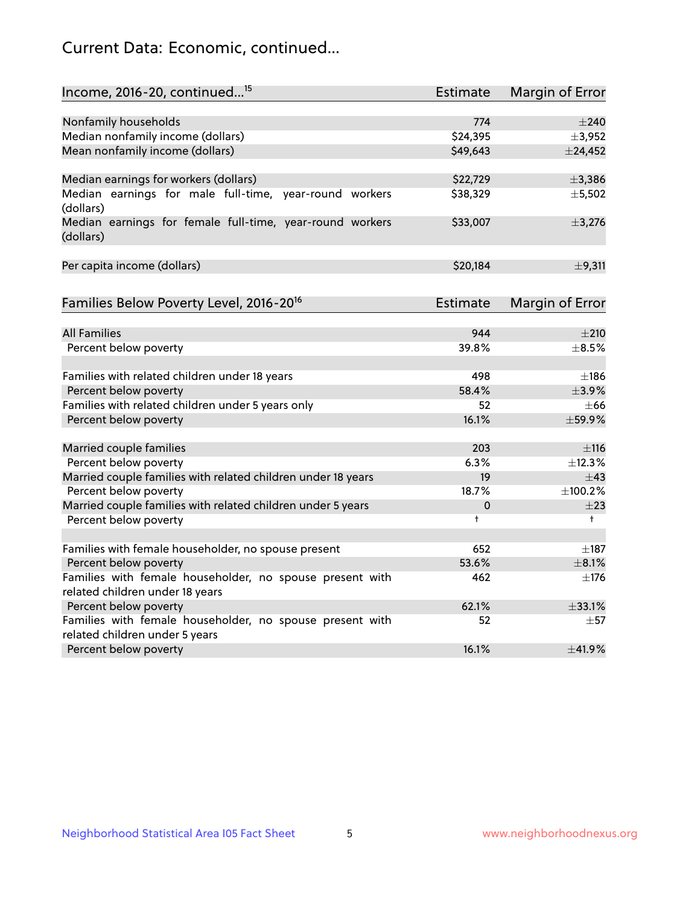## Current Data: Economic, continued...

| Income, 2016-20, continued...[15] | Estimate | Margin of Error |
|---|---|---|
| Nonfamily households | 774 | ±240 |
| Median nonfamily income (dollars) | $24,395 | ±3,952 |
| Mean nonfamily income (dollars) | $49,643 | ±24,452 |
| Median earnings for workers (dollars) | $22,729 | ±3,386 |
| Median earnings for male full-time, year-round workers (dollars) | $38,329 | ±5,502 |
| Median earnings for female full-time, year-round workers (dollars) | $33,007 | ±3,276 |
| Per capita income (dollars) | $20,184 | ±9,311 |

| Families Below Poverty Level, 2016-20[16] | Estimate | Margin of Error |
|---|---|---|
| All Families | 944 | ±210 |
| Percent below poverty | 39.8% | ±8.5% |
| Families with related children under 18 years | 498 | ±186 |
| Percent below poverty | 58.4% | ±3.9% |
| Families with related children under 5 years only | 52 | ±66 |
| Percent below poverty | 16.1% | ±59.9% |
| Married couple families | 203 | ±116 |
| Percent below poverty | 6.3% | ±12.3% |
| Married couple families with related children under 18 years | 19 | ±43 |
| Percent below poverty | 18.7% | ±100.2% |
| Married couple families with related children under 5 years | 0 | ±23 |
| Percent below poverty | † | † |
| Families with female householder, no spouse present | 652 | ±187 |
| Percent below poverty | 53.6% | ±8.1% |
| Families with female householder, no spouse present with related children under 18 years | 462 | ±176 |
| Percent below poverty | 62.1% | ±33.1% |
| Families with female householder, no spouse present with related children under 5 years | 52 | ±57 |
| Percent below poverty | 16.1% | ±41.9% |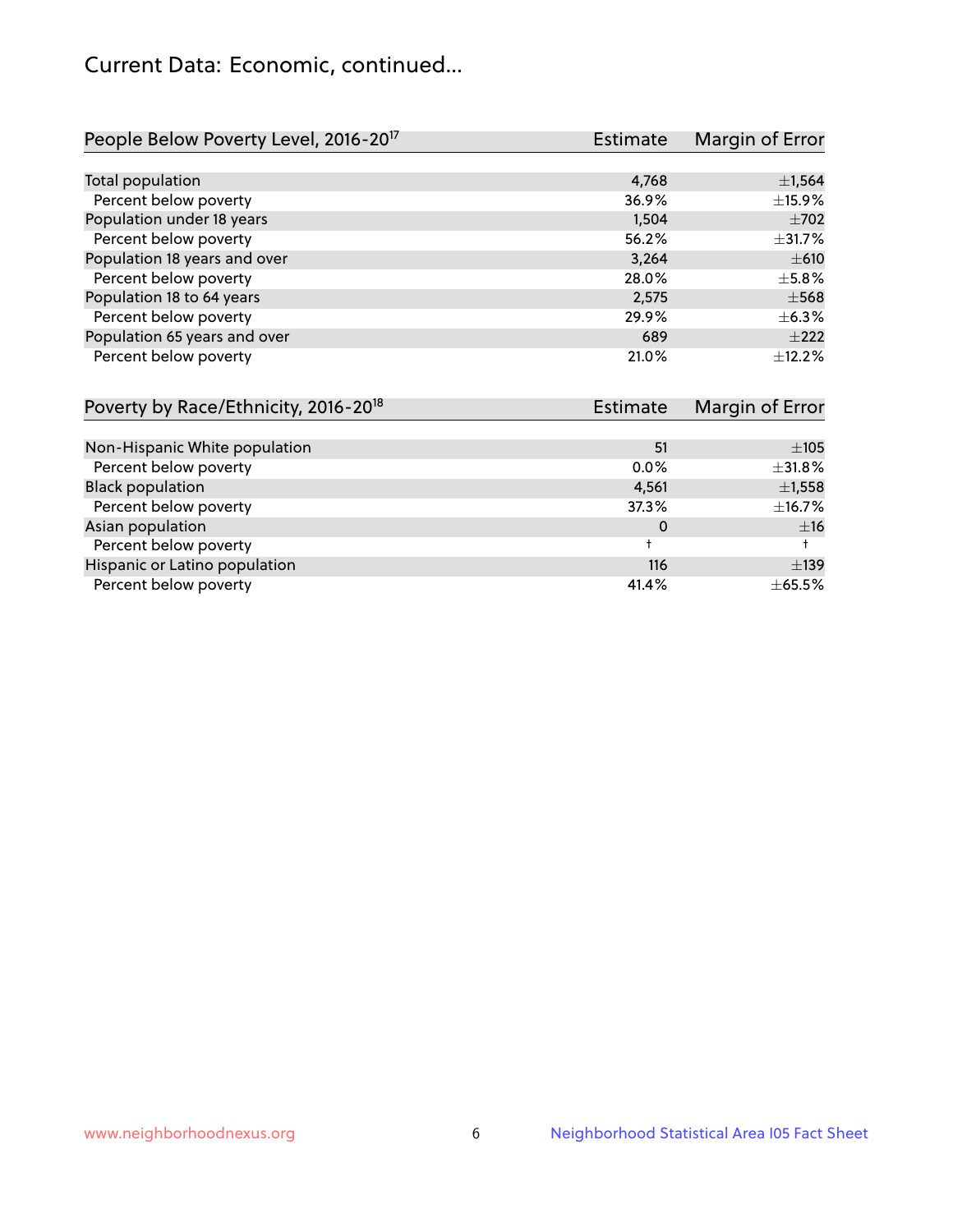# Current Data: Economic, continued...

| People Below Poverty Level, 2016-20[17] | Estimate | Margin of Error |
|---|---|---|
| Total population | 4,768 | ±1,564 |
| Percent below poverty | 36.9% | ±15.9% |
| Population under 18 years | 1,504 | ±702 |
| Percent below poverty | 56.2% | ±31.7% |
| Population 18 years and over | 3,264 | ±610 |
| Percent below poverty | 28.0% | ±5.8% |
| Population 18 to 64 years | 2,575 | ±568 |
| Percent below poverty | 29.9% | ±6.3% |
| Population 65 years and over | 689 | ±222 |
| Percent below poverty | 21.0% | ±12.2% |

| Poverty by Race/Ethnicity, 2016-20[18] | Estimate | Margin of Error |
|---|---|---|
| Non-Hispanic White population | 51 | ±105 |
| Percent below poverty | 0.0% | ±31.8% |
| Black population | 4,561 | ±1,558 |
| Percent below poverty | 37.3% | ±16.7% |
| Asian population | 0 | ±16 |
| Percent below poverty | † | † |
| Hispanic or Latino population | 116 | ±139 |
| Percent below poverty | 41.4% | ±65.5% |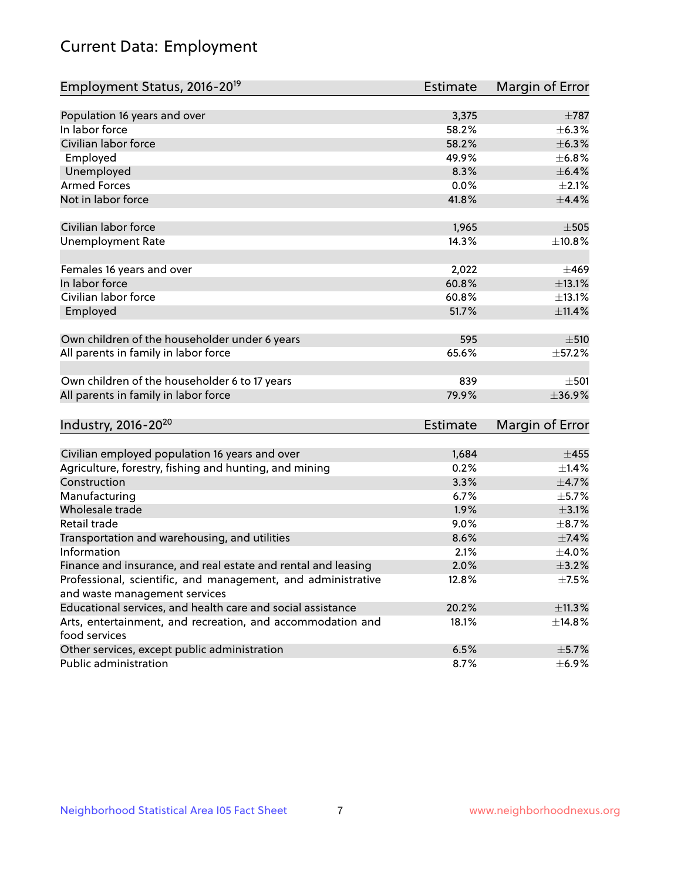# Current Data: Employment

| Employment Status, 2016-20[19] | Estimate | Margin of Error |
|---|---|---|
| Population 16 years and over | 3,375 | ±787 |
| In labor force | 58.2% | ±6.3% |
| Civilian labor force | 58.2% | ±6.3% |
| Employed | 49.9% | ±6.8% |
| Unemployed | 8.3% | ±6.4% |
| Armed Forces | 0.0% | ±2.1% |
| Not in labor force | 41.8% | ±4.4% |
| | | |
| Civilian labor force | 1,965 | ±505 |
| Unemployment Rate | 14.3% | ±10.8% |
| | | |
| Females 16 years and over | 2,022 | ±469 |
| In labor force | 60.8% | ±13.1% |
| Civilian labor force | 60.8% | ±13.1% |
| Employed | 51.7% | ±11.4% |
| | | |
| Own children of the householder under 6 years | 595 | ±510 |
| All parents in family in labor force | 65.6% | ±57.2% |
| | | |
| Own children of the householder 6 to 17 years | 839 | ±501 |
| All parents in family in labor force | 79.9% | ±36.9% |

| Industry, 2016-20[20] | Estimate | Margin of Error |
|---|---|---|
| Civilian employed population 16 years and over | 1,684 | ±455 |
| Agriculture, forestry, fishing and hunting, and mining | 0.2% | ±1.4% |
| Construction | 3.3% | ±4.7% |
| Manufacturing | 6.7% | ±5.7% |
| Wholesale trade | 1.9% | ±3.1% |
| Retail trade | 9.0% | ±8.7% |
| Transportation and warehousing, and utilities | 8.6% | ±7.4% |
| Information | 2.1% | ±4.0% |
| Finance and insurance, and real estate and rental and leasing | 2.0% | ±3.2% |
| Professional, scientific, and management, and administrative and waste management services | 12.8% | ±7.5% |
| Educational services, and health care and social assistance | 20.2% | ±11.3% |
| Arts, entertainment, and recreation, and accommodation and food services | 18.1% | ±14.8% |
| Other services, except public administration | 6.5% | ±5.7% |
| Public administration | 8.7% | ±6.9% |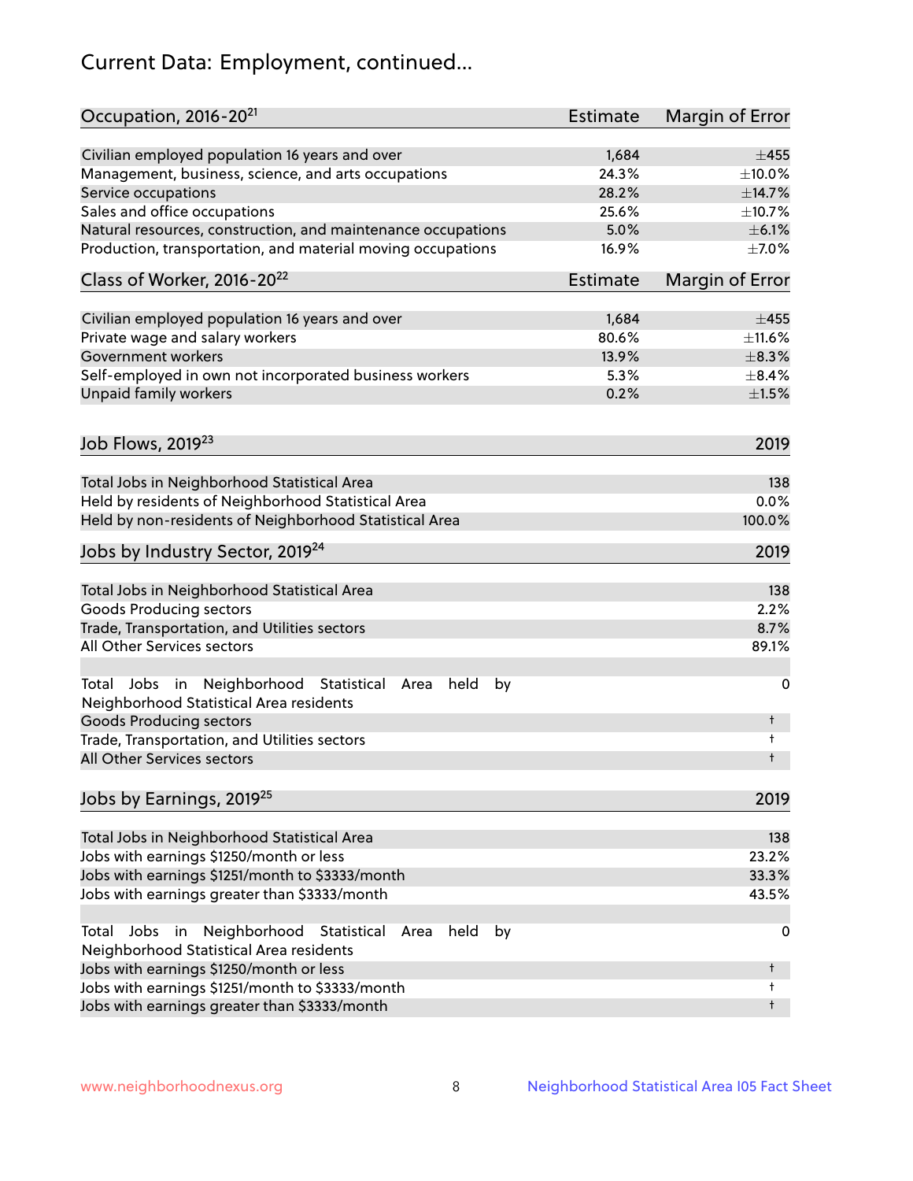# Current Data: Employment, continued...

| Occupation, 2016-20[21] | Estimate | Margin of Error |
|---|---|---|
| Civilian employed population 16 years and over | 1,684 | ±455 |
| Management, business, science, and arts occupations | 24.3% | ±10.0% |
| Service occupations | 28.2% | ±14.7% |
| Sales and office occupations | 25.6% | ±10.7% |
| Natural resources, construction, and maintenance occupations | 5.0% | ±6.1% |
| Production, transportation, and material moving occupations | 16.9% | ±7.0% |

| Class of Worker, 2016-20[22] | Estimate | Margin of Error |
|---|---|---|
| Civilian employed population 16 years and over | 1,684 | ±455 |
| Private wage and salary workers | 80.6% | ±11.6% |
| Government workers | 13.9% | ±8.3% |
| Self-employed in own not incorporated business workers | 5.3% | ±8.4% |
| Unpaid family workers | 0.2% | ±1.5% |

| Job Flows, 2019[23] | 2019 |
|---|---|
| Total Jobs in Neighborhood Statistical Area | 138 |
| Held by residents of Neighborhood Statistical Area | 0.0% |
| Held by non-residents of Neighborhood Statistical Area | 100.0% |

| Jobs by Industry Sector, 2019[24] | 2019 |
|---|---|
| Total Jobs in Neighborhood Statistical Area | 138 |
| Goods Producing sectors | 2.2% |
| Trade, Transportation, and Utilities sectors | 8.7% |
| All Other Services sectors | 89.1% |
| | |
| Total Jobs in Neighborhood Statistical Area held by Neighborhood Statistical Area residents | 0 |
| Goods Producing sectors | † |
| Trade, Transportation, and Utilities sectors | † |
| All Other Services sectors | † |

| Jobs by Earnings, 2019[25] | 2019 |
|---|---|
| Total Jobs in Neighborhood Statistical Area | 138 |
| Jobs with earnings $1250/month or less | 23.2% |
| Jobs with earnings $1251/month to $3333/month | 33.3% |
| Jobs with earnings greater than $3333/month | 43.5% |
| | |
| Total Jobs in Neighborhood Statistical Area held by Neighborhood Statistical Area residents | 0 |
| Jobs with earnings $1250/month or less | † |
| Jobs with earnings $1251/month to $3333/month | † |
| Jobs with earnings greater than $3333/month | † |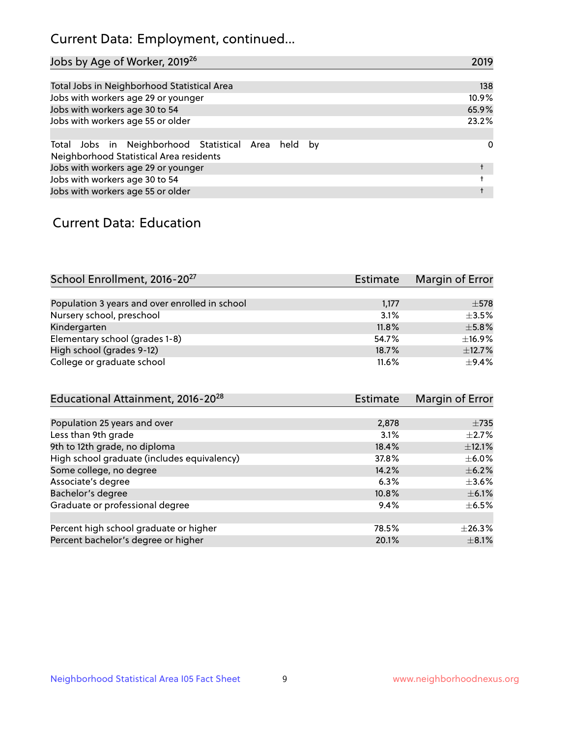# Current Data: Employment, continued...

| Jobs by Age of Worker, 2019[26] | 2019 |
|---|---|
| Total Jobs in Neighborhood Statistical Area | 138 |
| Jobs with workers age 29 or younger | 10.9% |
| Jobs with workers age 30 to 54 | 65.9% |
| Jobs with workers age 55 or older | 23.2% |
| | |
| Total Jobs in Neighborhood Statistical Area held by Neighborhood Statistical Area residents | 0 |
| Jobs with workers age 29 or younger | † |
| Jobs with workers age 30 to 54 | † |
| Jobs with workers age 55 or older | † |

# Current Data: Education

| School Enrollment, 2016-20[27] | Estimate | Margin of Error |
|---|---|---|
| Population 3 years and over enrolled in school | 1,177 | ±578 |
| Nursery school, preschool | 3.1% | ±3.5% |
| Kindergarten | 11.8% | ±5.8% |
| Elementary school (grades 1-8) | 54.7% | ±16.9% |
| High school (grades 9-12) | 18.7% | ±12.7% |
| College or graduate school | 11.6% | ±9.4% |

| Educational Attainment, 2016-20[28] | Estimate | Margin of Error |
|---|---|---|
| Population 25 years and over | 2,878 | ±735 |
| Less than 9th grade | 3.1% | ±2.7% |
| 9th to 12th grade, no diploma | 18.4% | ±12.1% |
| High school graduate (includes equivalency) | 37.8% | ±6.0% |
| Some college, no degree | 14.2% | ±6.2% |
| Associate's degree | 6.3% | ±3.6% |
| Bachelor's degree | 10.8% | ±6.1% |
| Graduate or professional degree | 9.4% | ±6.5% |
| | | |
| Percent high school graduate or higher | 78.5% | ±26.3% |
| Percent bachelor's degree or higher | 20.1% | ±8.1% |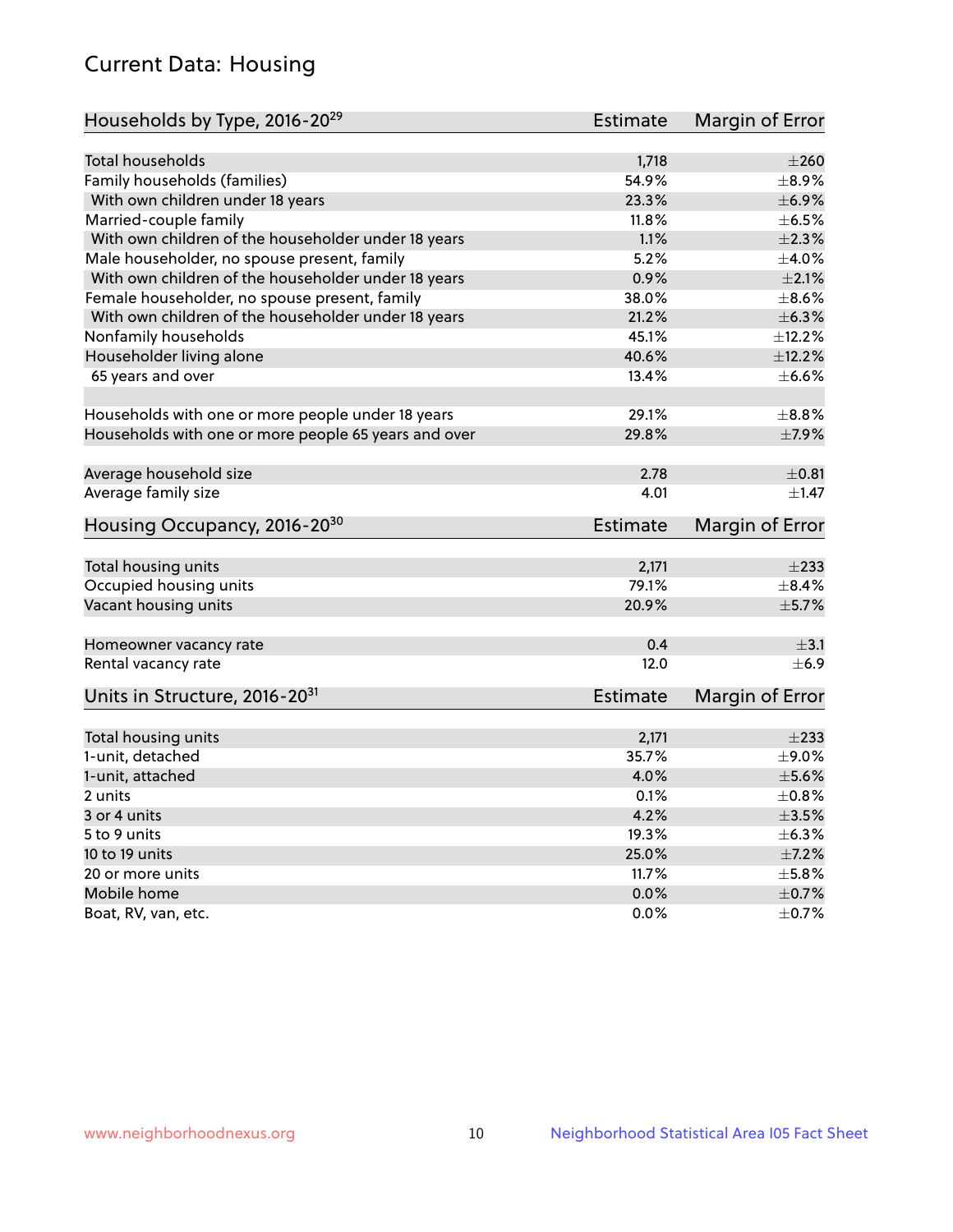# Current Data: Housing

| Households by Type, 2016-20[29] | Estimate | Margin of Error |
|---|---|---|
| Total households | 1,718 | ±260 |
| Family households (families) | 54.9% | ±8.9% |
| With own children under 18 years | 23.3% | ±6.9% |
| Married-couple family | 11.8% | ±6.5% |
| With own children of the householder under 18 years | 1.1% | ±2.3% |
| Male householder, no spouse present, family | 5.2% | ±4.0% |
| With own children of the householder under 18 years | 0.9% | ±2.1% |
| Female householder, no spouse present, family | 38.0% | ±8.6% |
| With own children of the householder under 18 years | 21.2% | ±6.3% |
| Nonfamily households | 45.1% | ±12.2% |
| Householder living alone | 40.6% | ±12.2% |
| 65 years and over | 13.4% | ±6.6% |
| Households with one or more people under 18 years | 29.1% | ±8.8% |
| Households with one or more people 65 years and over | 29.8% | ±7.9% |
| Average household size | 2.78 | ±0.81 |
| Average family size | 4.01 | ±1.47 |

| Housing Occupancy, 2016-20[30] | Estimate | Margin of Error |
|---|---|---|
| Total housing units | 2,171 | ±233 |
| Occupied housing units | 79.1% | ±8.4% |
| Vacant housing units | 20.9% | ±5.7% |
| Homeowner vacancy rate | 0.4 | ±3.1 |
| Rental vacancy rate | 12.0 | ±6.9 |

| Units in Structure, 2016-20[31] | Estimate | Margin of Error |
|---|---|---|
| Total housing units | 2,171 | ±233 |
| 1-unit, detached | 35.7% | ±9.0% |
| 1-unit, attached | 4.0% | ±5.6% |
| 2 units | 0.1% | ±0.8% |
| 3 or 4 units | 4.2% | ±3.5% |
| 5 to 9 units | 19.3% | ±6.3% |
| 10 to 19 units | 25.0% | ±7.2% |
| 20 or more units | 11.7% | ±5.8% |
| Mobile home | 0.0% | ±0.7% |
| Boat, RV, van, etc. | 0.0% | ±0.7% |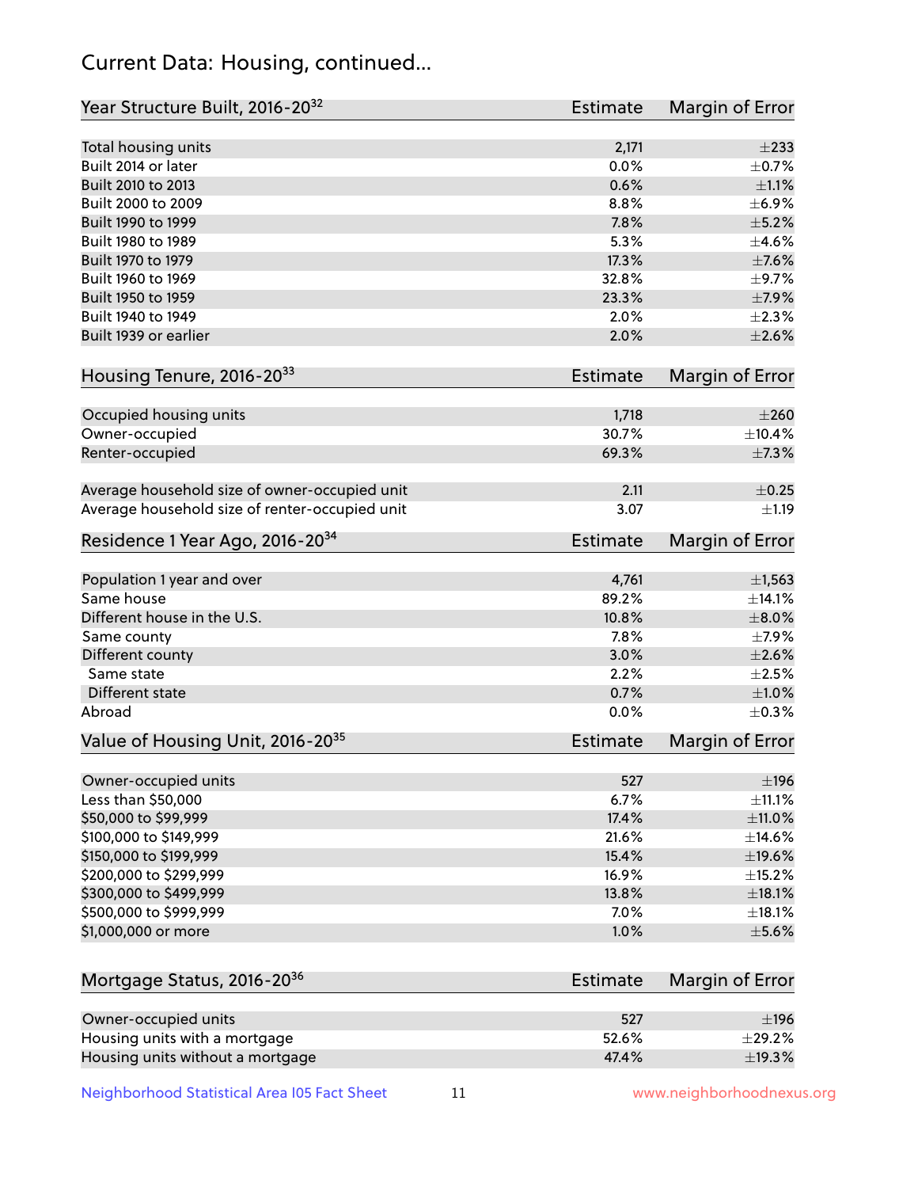## Current Data: Housing, continued...

| Year Structure Built, 2016-20[32] | Estimate | Margin of Error |
|---|---|---|
| Total housing units | 2,171 | ±233 |
| Built 2014 or later | 0.0% | ±0.7% |
| Built 2010 to 2013 | 0.6% | ±1.1% |
| Built 2000 to 2009 | 8.8% | ±6.9% |
| Built 1990 to 1999 | 7.8% | ±5.2% |
| Built 1980 to 1989 | 5.3% | ±4.6% |
| Built 1970 to 1979 | 17.3% | ±7.6% |
| Built 1960 to 1969 | 32.8% | ±9.7% |
| Built 1950 to 1959 | 23.3% | ±7.9% |
| Built 1940 to 1949 | 2.0% | ±2.3% |
| Built 1939 or earlier | 2.0% | ±2.6% |

| Housing Tenure, 2016-20[33] | Estimate | Margin of Error |
|---|---|---|
| Occupied housing units | 1,718 | ±260 |
| Owner-occupied | 30.7% | ±10.4% |
| Renter-occupied | 69.3% | ±7.3% |
| Average household size of owner-occupied unit | 2.11 | ±0.25 |
| Average household size of renter-occupied unit | 3.07 | ±1.19 |

| Residence 1 Year Ago, 2016-20[34] | Estimate | Margin of Error |
|---|---|---|
| Population 1 year and over | 4,761 | ±1,563 |
| Same house | 89.2% | ±14.1% |
| Different house in the U.S. | 10.8% | ±8.0% |
| Same county | 7.8% | ±7.9% |
| Different county | 3.0% | ±2.6% |
| Same state | 2.2% | ±2.5% |
| Different state | 0.7% | ±1.0% |
| Abroad | 0.0% | ±0.3% |

| Value of Housing Unit, 2016-20[35] | Estimate | Margin of Error |
|---|---|---|
| Owner-occupied units | 527 | ±196 |
| Less than $50,000 | 6.7% | ±11.1% |
| $50,000 to $99,999 | 17.4% | ±11.0% |
| $100,000 to $149,999 | 21.6% | ±14.6% |
| $150,000 to $199,999 | 15.4% | ±19.6% |
| $200,000 to $299,999 | 16.9% | ±15.2% |
| $300,000 to $499,999 | 13.8% | ±18.1% |
| $500,000 to $999,999 | 7.0% | ±18.1% |
| $1,000,000 or more | 1.0% | ±5.6% |

| Mortgage Status, 2016-20[36] | Estimate | Margin of Error |
|---|---|---|
| Owner-occupied units | 527 | ±196 |
| Housing units with a mortgage | 52.6% | ±29.2% |
| Housing units without a mortgage | 47.4% | ±19.3% |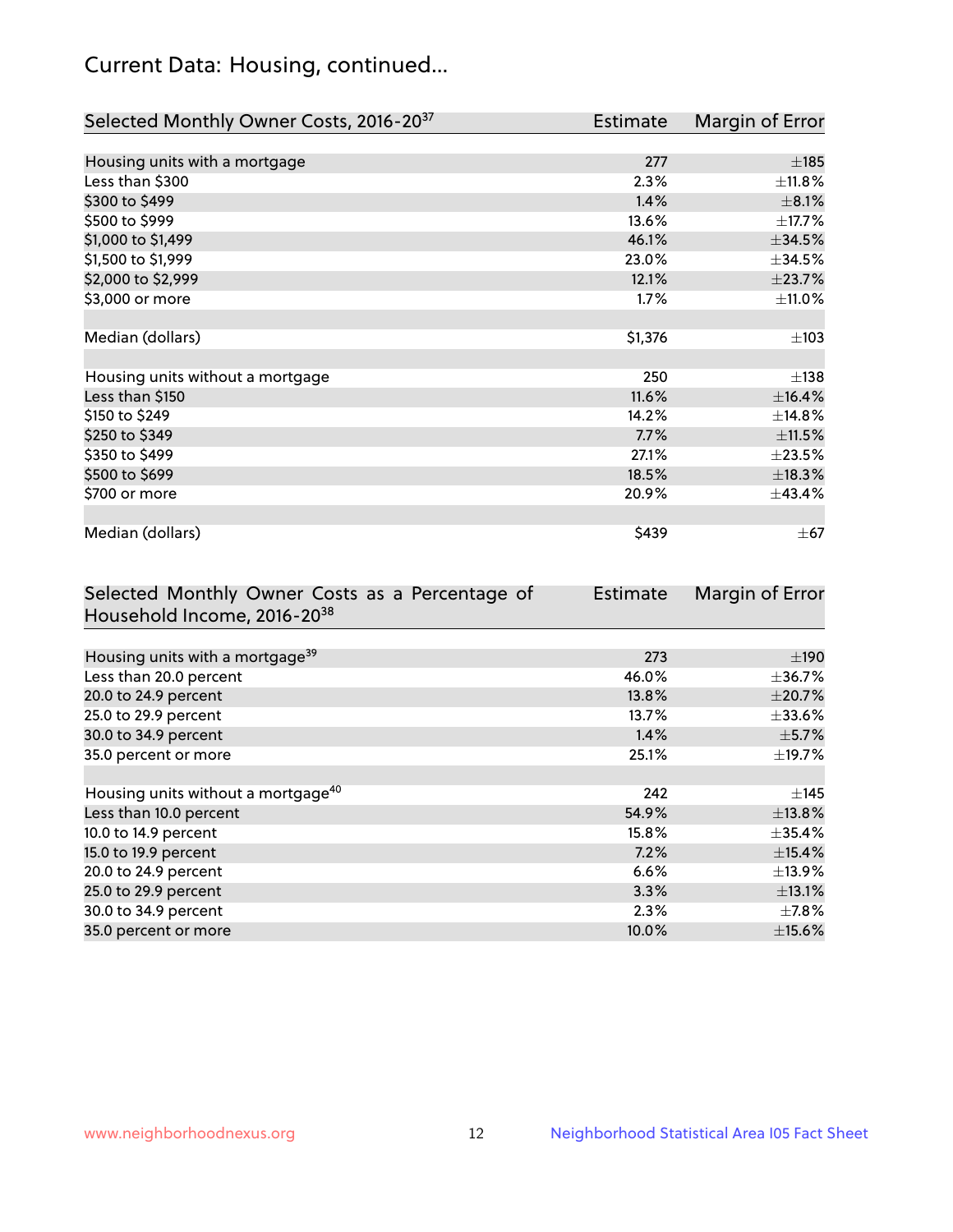# Current Data: Housing, continued...

| Selected Monthly Owner Costs, 2016-20[37] | Estimate | Margin of Error |
|---|---|---|
| Housing units with a mortgage | 277 | ±185 |
| Less than $300 | 2.3% | ±11.8% |
| $300 to $499 | 1.4% | ±8.1% |
| $500 to $999 | 13.6% | ±17.7% |
| $1,000 to $1,499 | 46.1% | ±34.5% |
| $1,500 to $1,999 | 23.0% | ±34.5% |
| $2,000 to $2,999 | 12.1% | ±23.7% |
| $3,000 or more | 1.7% | ±11.0% |
| Median (dollars) | $1,376 | ±103 |
| Housing units without a mortgage | 250 | ±138 |
| Less than $150 | 11.6% | ±16.4% |
| $150 to $249 | 14.2% | ±14.8% |
| $250 to $349 | 7.7% | ±11.5% |
| $350 to $499 | 27.1% | ±23.5% |
| $500 to $699 | 18.5% | ±18.3% |
| $700 or more | 20.9% | ±43.4% |
| Median (dollars) | $439 | ±67 |

| Selected Monthly Owner Costs as a Percentage of Household Income, 2016-20[38] | Estimate | Margin of Error |
|---|---|---|
| Housing units with a mortgage[39] | 273 | ±190 |
| Less than 20.0 percent | 46.0% | ±36.7% |
| 20.0 to 24.9 percent | 13.8% | ±20.7% |
| 25.0 to 29.9 percent | 13.7% | ±33.6% |
| 30.0 to 34.9 percent | 1.4% | ±5.7% |
| 35.0 percent or more | 25.1% | ±19.7% |
| Housing units without a mortgage[40] | 242 | ±145 |
| Less than 10.0 percent | 54.9% | ±13.8% |
| 10.0 to 14.9 percent | 15.8% | ±35.4% |
| 15.0 to 19.9 percent | 7.2% | ±15.4% |
| 20.0 to 24.9 percent | 6.6% | ±13.9% |
| 25.0 to 29.9 percent | 3.3% | ±13.1% |
| 30.0 to 34.9 percent | 2.3% | ±7.8% |
| 35.0 percent or more | 10.0% | ±15.6% |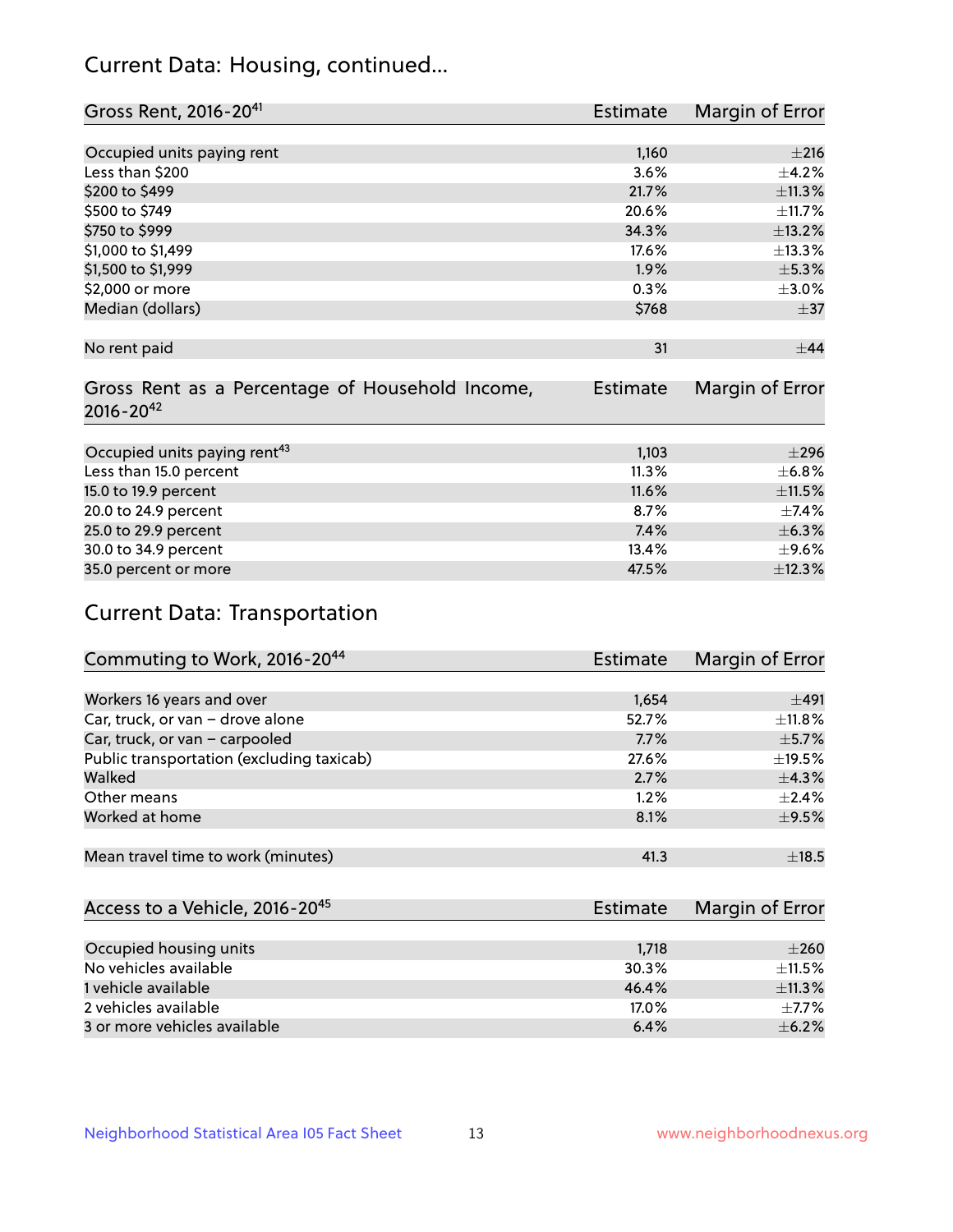## Current Data: Housing, continued...

| Gross Rent, 2016-20[41] | Estimate | Margin of Error |
|---|---|---|
| Occupied units paying rent | 1,160 | ±216 |
| Less than $200 | 3.6% | ±4.2% |
| $200 to $499 | 21.7% | ±11.3% |
| $500 to $749 | 20.6% | ±11.7% |
| $750 to $999 | 34.3% | ±13.2% |
| $1,000 to $1,499 | 17.6% | ±13.3% |
| $1,500 to $1,999 | 1.9% | ±5.3% |
| $2,000 or more | 0.3% | ±3.0% |
| Median (dollars) | $768 | ±37 |
| No rent paid | 31 | ±44 |

| Gross Rent as a Percentage of Household Income, 2016-20[42] | Estimate | Margin of Error |
|---|---|---|
| Occupied units paying rent[43] | 1,103 | ±296 |
| Less than 15.0 percent | 11.3% | ±6.8% |
| 15.0 to 19.9 percent | 11.6% | ±11.5% |
| 20.0 to 24.9 percent | 8.7% | ±7.4% |
| 25.0 to 29.9 percent | 7.4% | ±6.3% |
| 30.0 to 34.9 percent | 13.4% | ±9.6% |
| 35.0 percent or more | 47.5% | ±12.3% |

## Current Data: Transportation

| Commuting to Work, 2016-20[44] | Estimate | Margin of Error |
|---|---|---|
| Workers 16 years and over | 1,654 | ±491 |
| Car, truck, or van – drove alone | 52.7% | ±11.8% |
| Car, truck, or van – carpooled | 7.7% | ±5.7% |
| Public transportation (excluding taxicab) | 27.6% | ±19.5% |
| Walked | 2.7% | ±4.3% |
| Other means | 1.2% | ±2.4% |
| Worked at home | 8.1% | ±9.5% |
| Mean travel time to work (minutes) | 41.3 | ±18.5 |

| Access to a Vehicle, 2016-20[45] | Estimate | Margin of Error |
|---|---|---|
| Occupied housing units | 1,718 | ±260 |
| No vehicles available | 30.3% | ±11.5% |
| 1 vehicle available | 46.4% | ±11.3% |
| 2 vehicles available | 17.0% | ±7.7% |
| 3 or more vehicles available | 6.4% | ±6.2% |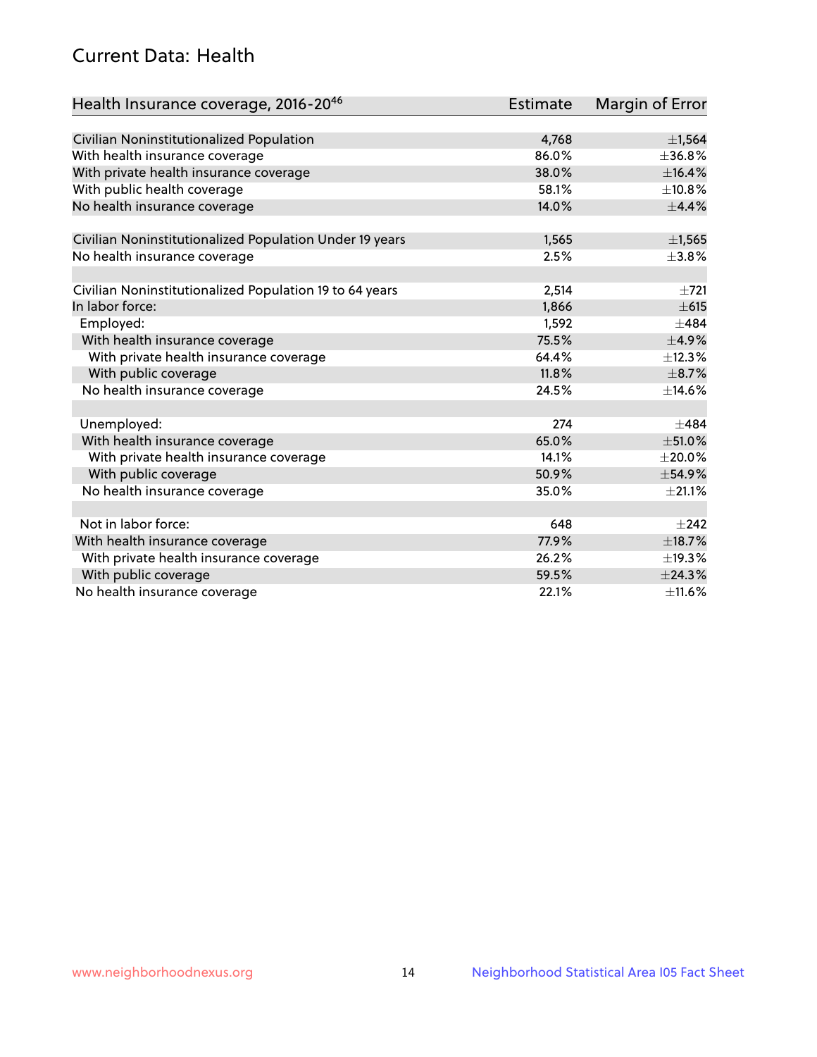## Current Data: Health

| Health Insurance coverage, 2016-20[46] | Estimate | Margin of Error |
|---|---|---|
| Civilian Noninstitutionalized Population | 4,768 | ±1,564 |
| With health insurance coverage | 86.0% | ±36.8% |
| With private health insurance coverage | 38.0% | ±16.4% |
| With public health coverage | 58.1% | ±10.8% |
| No health insurance coverage | 14.0% | ±4.4% |
| | | |
| Civilian Noninstitutionalized Population Under 19 years | 1,565 | ±1,565 |
| No health insurance coverage | 2.5% | ±3.8% |
| | | |
| Civilian Noninstitutionalized Population 19 to 64 years | 2,514 | ±721 |
| In labor force: | 1,866 | ±615 |
| Employed: | 1,592 | ±484 |
| With health insurance coverage | 75.5% | ±4.9% |
| With private health insurance coverage | 64.4% | ±12.3% |
| With public coverage | 11.8% | ±8.7% |
| No health insurance coverage | 24.5% | ±14.6% |
| | | |
| Unemployed: | 274 | ±484 |
| With health insurance coverage | 65.0% | ±51.0% |
| With private health insurance coverage | 14.1% | ±20.0% |
| With public coverage | 50.9% | ±54.9% |
| No health insurance coverage | 35.0% | ±21.1% |
| | | |
| Not in labor force: | 648 | ±242 |
| With health insurance coverage | 77.9% | ±18.7% |
| With private health insurance coverage | 26.2% | ±19.3% |
| With public coverage | 59.5% | ±24.3% |
| No health insurance coverage | 22.1% | ±11.6% |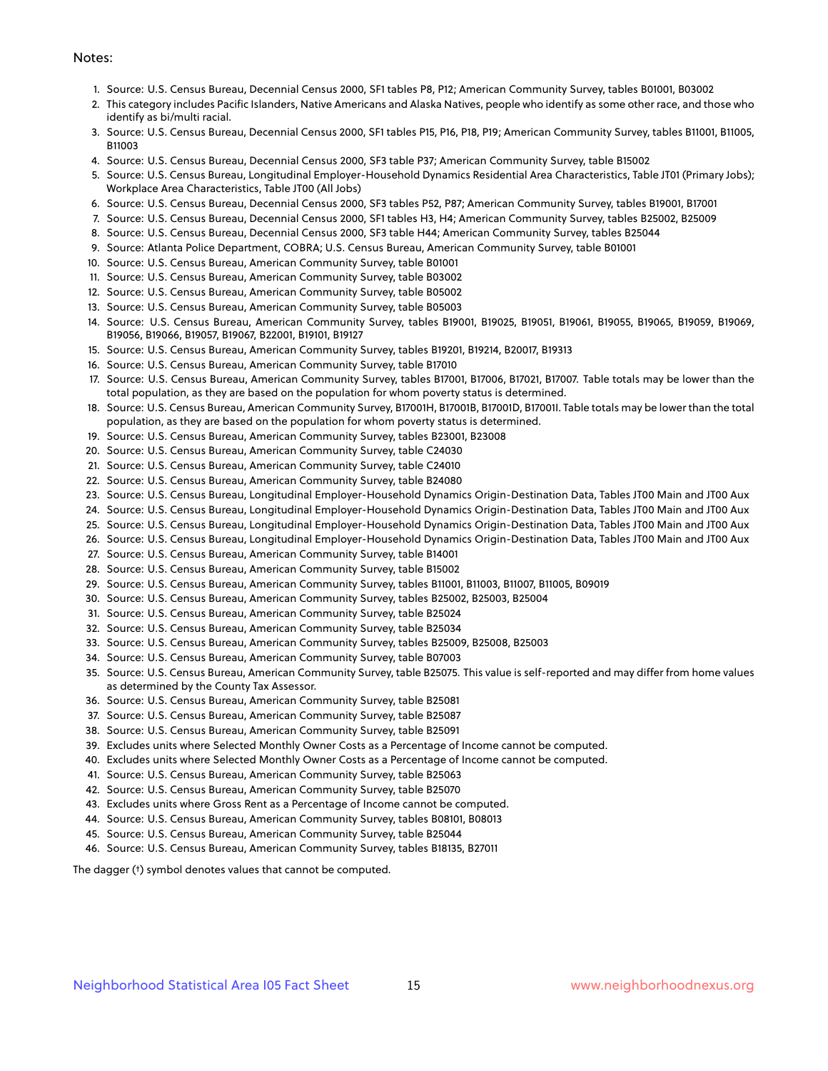Notes:

1. Source: U.S. Census Bureau, Decennial Census 2000, SF1 tables P8, P12; American Community Survey, tables B01001, B03002
2. This category includes Pacific Islanders, Native Americans and Alaska Natives, people who identify as some other race, and those who identify as bi/multi racial.
3. Source: U.S. Census Bureau, Decennial Census 2000, SF1 tables P15, P16, P18, P19; American Community Survey, tables B11001, B11005, B11003
4. Source: U.S. Census Bureau, Decennial Census 2000, SF3 table P37; American Community Survey, table B15002
5. Source: U.S. Census Bureau, Longitudinal Employer-Household Dynamics Residential Area Characteristics, Table JT01 (Primary Jobs); Workplace Area Characteristics, Table JT00 (All Jobs)
6. Source: U.S. Census Bureau, Decennial Census 2000, SF3 tables P52, P87; American Community Survey, tables B19001, B17001
7. Source: U.S. Census Bureau, Decennial Census 2000, SF1 tables H3, H4; American Community Survey, tables B25002, B25009
8. Source: U.S. Census Bureau, Decennial Census 2000, SF3 table H44; American Community Survey, tables B25044
9. Source: Atlanta Police Department, COBRA; U.S. Census Bureau, American Community Survey, table B01001
10. Source: U.S. Census Bureau, American Community Survey, table B01001
11. Source: U.S. Census Bureau, American Community Survey, table B03002
12. Source: U.S. Census Bureau, American Community Survey, table B05002
13. Source: U.S. Census Bureau, American Community Survey, table B05003
14. Source: U.S. Census Bureau, American Community Survey, tables B19001, B19025, B19051, B19061, B19055, B19065, B19059, B19069, B19056, B19066, B19057, B19067, B22001, B19101, B19127
15. Source: U.S. Census Bureau, American Community Survey, tables B19201, B19214, B20017, B19313
16. Source: U.S. Census Bureau, American Community Survey, table B17010
17. Source: U.S. Census Bureau, American Community Survey, tables B17001, B17006, B17021, B17007. Table totals may be lower than the total population, as they are based on the population for whom poverty status is determined.
18. Source: U.S. Census Bureau, American Community Survey, B17001H, B17001B, B17001D, B17001I. Table totals may be lower than the total population, as they are based on the population for whom poverty status is determined.
19. Source: U.S. Census Bureau, American Community Survey, tables B23001, B23008
20. Source: U.S. Census Bureau, American Community Survey, table C24030
21. Source: U.S. Census Bureau, American Community Survey, table C24010
22. Source: U.S. Census Bureau, American Community Survey, table B24080
23. Source: U.S. Census Bureau, Longitudinal Employer-Household Dynamics Origin-Destination Data, Tables JT00 Main and JT00 Aux
24. Source: U.S. Census Bureau, Longitudinal Employer-Household Dynamics Origin-Destination Data, Tables JT00 Main and JT00 Aux
25. Source: U.S. Census Bureau, Longitudinal Employer-Household Dynamics Origin-Destination Data, Tables JT00 Main and JT00 Aux
26. Source: U.S. Census Bureau, Longitudinal Employer-Household Dynamics Origin-Destination Data, Tables JT00 Main and JT00 Aux
27. Source: U.S. Census Bureau, American Community Survey, table B14001
28. Source: U.S. Census Bureau, American Community Survey, table B15002
29. Source: U.S. Census Bureau, American Community Survey, tables B11001, B11003, B11007, B11005, B09019
30. Source: U.S. Census Bureau, American Community Survey, tables B25002, B25003, B25004
31. Source: U.S. Census Bureau, American Community Survey, table B25024
32. Source: U.S. Census Bureau, American Community Survey, table B25034
33. Source: U.S. Census Bureau, American Community Survey, tables B25009, B25008, B25003
34. Source: U.S. Census Bureau, American Community Survey, table B07003
35. Source: U.S. Census Bureau, American Community Survey, table B25075. This value is self-reported and may differ from home values as determined by the County Tax Assessor.
36. Source: U.S. Census Bureau, American Community Survey, table B25081
37. Source: U.S. Census Bureau, American Community Survey, table B25087
38. Source: U.S. Census Bureau, American Community Survey, table B25091
39. Excludes units where Selected Monthly Owner Costs as a Percentage of Income cannot be computed.
40. Excludes units where Selected Monthly Owner Costs as a Percentage of Income cannot be computed.
41. Source: U.S. Census Bureau, American Community Survey, table B25063
42. Source: U.S. Census Bureau, American Community Survey, table B25070
43. Excludes units where Gross Rent as a Percentage of Income cannot be computed.
44. Source: U.S. Census Bureau, American Community Survey, tables B08101, B08013
45. Source: U.S. Census Bureau, American Community Survey, table B25044
46. Source: U.S. Census Bureau, American Community Survey, tables B18135, B27011

The dagger (†) symbol denotes values that cannot be computed.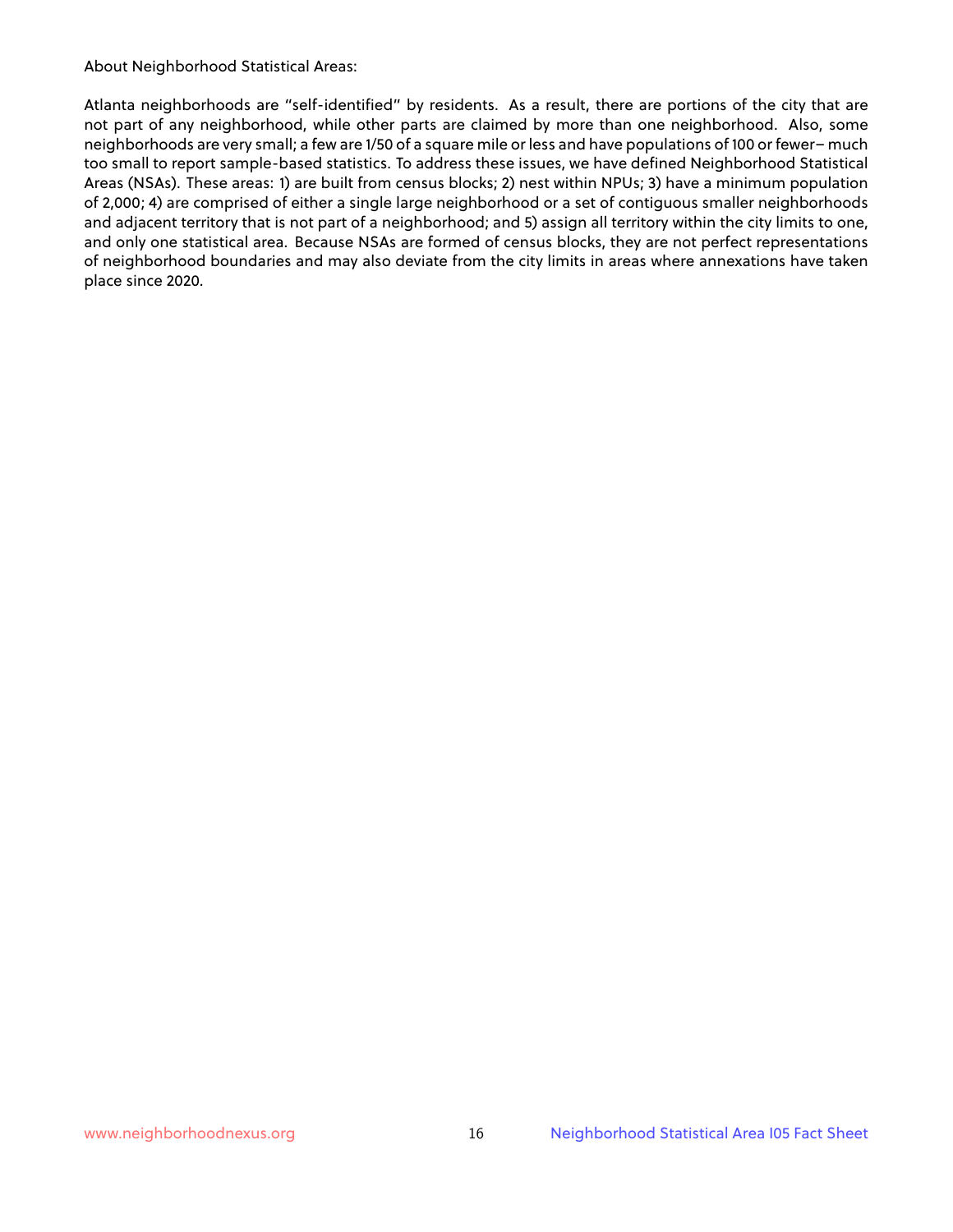About Neighborhood Statistical Areas:

Atlanta neighborhoods are "self-identified" by residents. As a result, there are portions of the city that are not part of any neighborhood, while other parts are claimed by more than one neighborhood. Also, some neighborhoods are very small; a few are 1/50 of a square mile or less and have populations of 100 or fewer– much too small to report sample-based statistics. To address these issues, we have defined Neighborhood Statistical Areas (NSAs). These areas: 1) are built from census blocks; 2) nest within NPUs; 3) have a minimum population of 2,000; 4) are comprised of either a single large neighborhood or a set of contiguous smaller neighborhoods and adjacent territory that is not part of a neighborhood; and 5) assign all territory within the city limits to one, and only one statistical area. Because NSAs are formed of census blocks, they are not perfect representations of neighborhood boundaries and may also deviate from the city limits in areas where annexations have taken place since 2020.